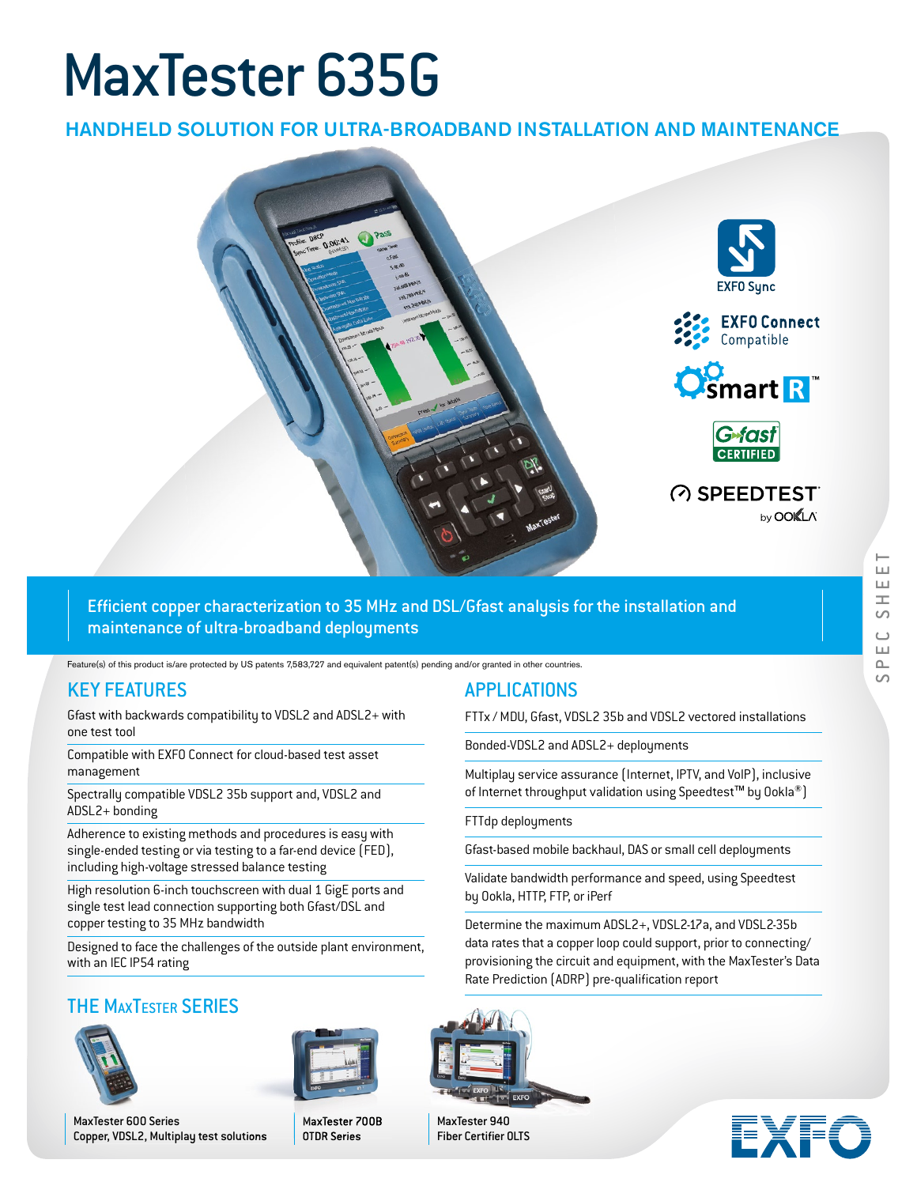# MaxTester 635G

## HANDHELD SOLUTION FOR ULTRA-BROADBAND INSTALLATION AND MAINTENANCE

Efficient copper characterization to 35 MHz and DSL/Gfast analysis for the installation and maintenance of ultra-broadband deployments

Feature(s) of this product is/are protected by US patents 7,583,727 and equivalent patent(s) pending and/or granted in other countries.

## KEY FEATURES

- Gfast with backwards compatibility to VDSL2 and ADSL2+ with one test tool
- Compatible with EXFO Connect for cloud-based test asset management
- Spectrally compatible VDSL2 35b support and, VDSL2 and ADSL2+ bonding
- Adherence to existing methods and procedures is easy with single-ended testing or via testing to a far-end device (FED), including high-voltage stressed balance testing
- High resolution 6-inch touchscreen with dual 1 GigE ports and single test lead connection supporting both Gfast/DSL and copper testing to 35 MHz bandwidth
- Designed to face the challenges of the outside plant environment, with an IEC IP54 rating

## APPLICATIONS

- FTTx / MDU, Gfast, VDSL2 35b and VDSL2 vectored installations
- Bonded-VDSL2 and ADSL2+ deployments
- Multiplay service assurance (Internet, IPTV, and VoIP), inclusive of Internet throughput validation using Speedtest™ by Ookla®)
- FTTdp deployments
- Gfast-based mobile backhaul, DAS or small cell deployments
- Validate bandwidth performance and speed, using Speedtest by Ookla, HTTP, FTP, or iPerf
- Determine the maximum ADSL2+, VDSL2-17a, and VDSL2-35b data rates that a copper loop could support, prior to connecting/provisioning the circuit and equipment, with the MaxTester's Data Rate Prediction (ADRP) pre-qualification report

## THE MAXTESTER SERIES

MaxTester 600 Series
Copper, VDSL2, Multiplay test solutions

MaxTester 700B
OTDR Series

MaxTester 940
Fiber Certifier OLTS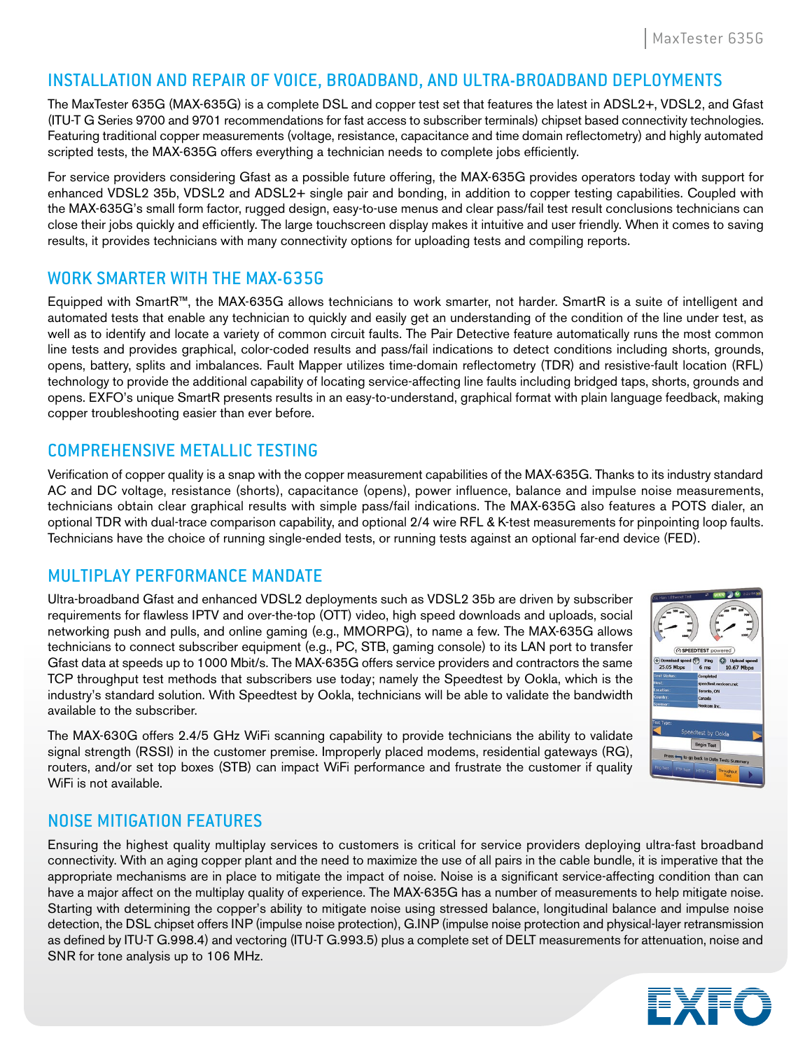## INSTALLATION AND REPAIR OF VOICE, BROADBAND, AND ULTRA-BROADBAND DEPLOYMENTS

The MaxTester 635G (MAX-635G) is a complete DSL and copper test set that features the latest in ADSL2+, VDSL2, and Gfast (ITU-T G Series 9700 and 9701 recommendations for fast access to subscriber terminals) chipset based connectivity technologies. Featuring traditional copper measurements (voltage, resistance, capacitance and time domain reflectometry) and highly automated scripted tests, the MAX-635G offers everything a technician needs to complete jobs efficiently.

For service providers considering Gfast as a possible future offering, the MAX-635G provides operators today with support for enhanced VDSL2 35b, VDSL2 and ADSL2+ single pair and bonding, in addition to copper testing capabilities. Coupled with the MAX-635G's small form factor, rugged design, easy-to-use menus and clear pass/fail test result conclusions technicians can close their jobs quickly and efficiently. The large touchscreen display makes it intuitive and user friendly. When it comes to saving results, it provides technicians with many connectivity options for uploading tests and compiling reports.

## WORK SMARTER WITH THE MAX-635G

Equipped with SmartR™, the MAX-635G allows technicians to work smarter, not harder. SmartR is a suite of intelligent and automated tests that enable any technician to quickly and easily get an understanding of the condition of the line under test, as well as to identify and locate a variety of common circuit faults. The Pair Detective feature automatically runs the most common line tests and provides graphical, color-coded results and pass/fail indications to detect conditions including shorts, grounds, opens, battery, splits and imbalances. Fault Mapper utilizes time-domain reflectometry (TDR) and resistive-fault location (RFL) technology to provide the additional capability of locating service-affecting line faults including bridged taps, shorts, grounds and opens. EXFO's unique SmartR presents results in an easy-to-understand, graphical format with plain language feedback, making copper troubleshooting easier than ever before.

## COMPREHENSIVE METALLIC TESTING

Verification of copper quality is a snap with the copper measurement capabilities of the MAX-635G. Thanks to its industry standard AC and DC voltage, resistance (shorts), capacitance (opens), power influence, balance and impulse noise measurements, technicians obtain clear graphical results with simple pass/fail indications. The MAX-635G also features a POTS dialer, an optional TDR with dual-trace comparison capability, and optional 2/4 wire RFL & K-test measurements for pinpointing loop faults. Technicians have the choice of running single-ended tests, or running tests against an optional far-end device (FED).

## MULTIPLAY PERFORMANCE MANDATE

Ultra-broadband Gfast and enhanced VDSL2 deployments such as VDSL2 35b are driven by subscriber requirements for flawless IPTV and over-the-top (OTT) video, high speed downloads and uploads, social networking push and pulls, and online gaming (e.g., MMORPG), to name a few. The MAX-635G allows technicians to connect subscriber equipment (e.g., PC, STB, gaming console) to its LAN port to transfer Gfast data at speeds up to 1000 Mbit/s. The MAX-635G offers service providers and contractors the same TCP throughput test methods that subscribers use today; namely the Speedtest by Ookla, which is the industry's standard solution. With Speedtest by Ookla, technicians will be able to validate the bandwidth available to the subscriber.

The MAX-630G offers 2.4/5 GHz WiFi scanning capability to provide technicians the ability to validate signal strength (RSSI) in the customer premise. Improperly placed modems, residential gateways (RG), routers, and/or set top boxes (STB) can impact WiFi performance and frustrate the customer if quality WiFi is not available.

## NOISE MITIGATION FEATURES

Ensuring the highest quality multiplay services to customers is critical for service providers deploying ultra-fast broadband connectivity. With an aging copper plant and the need to maximize the use of all pairs in the cable bundle, it is imperative that the appropriate mechanisms are in place to mitigate the impact of noise. Noise is a significant service-affecting condition than can have a major affect on the multiplay quality of experience. The MAX-635G has a number of measurements to help mitigate noise. Starting with determining the copper's ability to mitigate noise using stressed balance, longitudinal balance and impulse noise detection, the DSL chipset offers INP (impulse noise protection), G.INP (impulse noise protection and physical-layer retransmission as defined by ITU-T G.998.4) and vectoring (ITU-T G.993.5) plus a complete set of DELT measurements for attenuation, noise and SNR for tone analysis up to 106 MHz.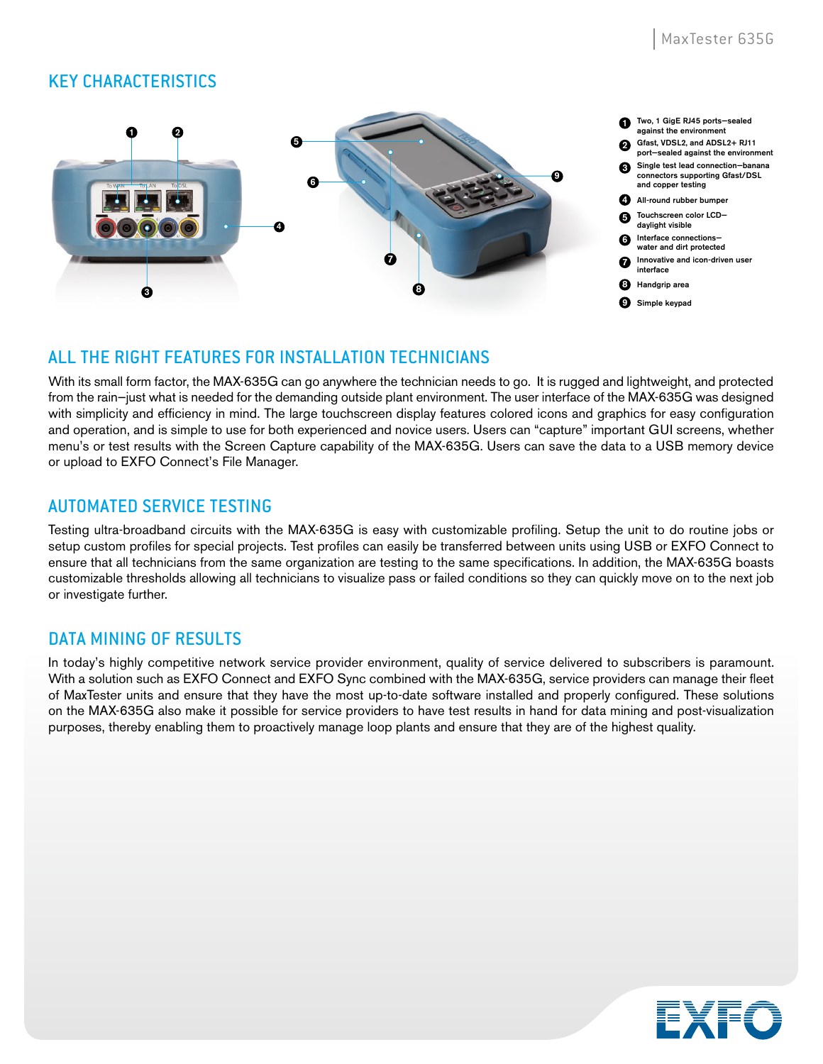## KEY CHARACTERISTICS

1. Two, 1 GigE RJ45 ports—sealed against the environment
2. Gfast, VDSL2, and ADSL2+ RJ11 port—sealed against the environment
3. Single test lead connection—banana connectors supporting Gfast/DSL and copper testing
4. All-round rubber bumper
5. Touchscreen color LCD—daylight visible
6. Interface connections—water and dirt protected
7. Innovative and icon-driven user interface
8. Handgrip area
9. Simple keypad

## ALL THE RIGHT FEATURES FOR INSTALLATION TECHNICIANS

With its small form factor, the MAX-635G can go anywhere the technician needs to go. It is rugged and lightweight, and protected from the rain—just what is needed for the demanding outside plant environment. The user interface of the MAX-635G was designed with simplicity and efficiency in mind. The large touchscreen display features colored icons and graphics for easy configuration and operation, and is simple to use for both experienced and novice users. Users can "capture" important GUI screens, whether menu's or test results with the Screen Capture capability of the MAX-635G. Users can save the data to a USB memory device or upload to EXFO Connect's File Manager.

## AUTOMATED SERVICE TESTING

Testing ultra-broadband circuits with the MAX-635G is easy with customizable profiling. Setup the unit to do routine jobs or setup custom profiles for special projects. Test profiles can easily be transferred between units using USB or EXFO Connect to ensure that all technicians from the same organization are testing to the same specifications. In addition, the MAX-635G boasts customizable thresholds allowing all technicians to visualize pass or failed conditions so they can quickly move on to the next job or investigate further.

## DATA MINING OF RESULTS

In today's highly competitive network service provider environment, quality of service delivered to subscribers is paramount. With a solution such as EXFO Connect and EXFO Sync combined with the MAX-635G, service providers can manage their fleet of MaxTester units and ensure that they have the most up-to-date software installed and properly configured. These solutions on the MAX-635G also make it possible for service providers to have test results in hand for data mining and post-visualization purposes, thereby enabling them to proactively manage loop plants and ensure that they are of the highest quality.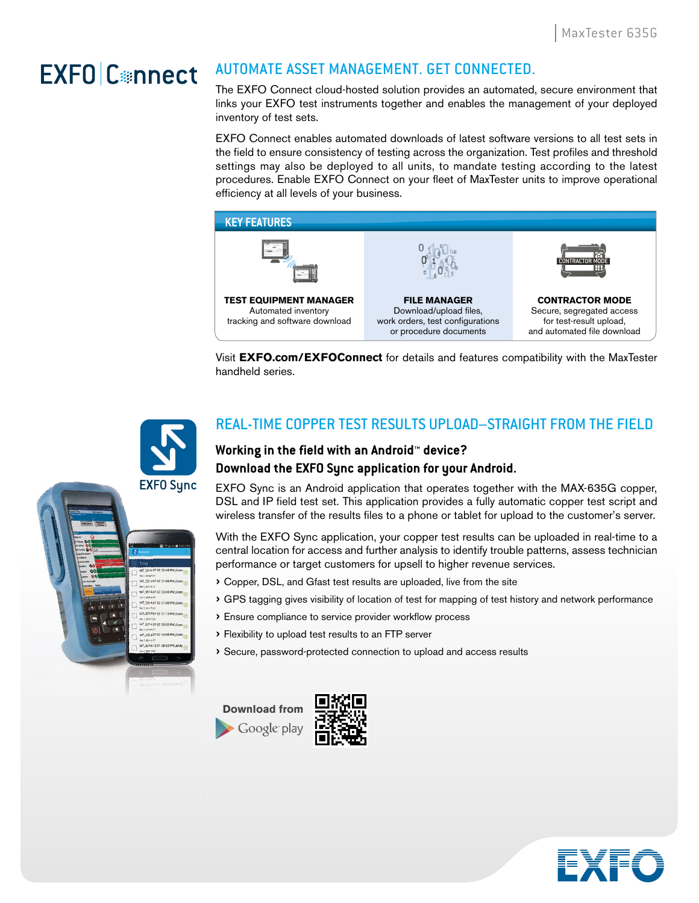## EXFO Connect

## AUTOMATE ASSET MANAGEMENT. GET CONNECTED.

The EXFO Connect cloud-hosted solution provides an automated, secure environment that links your EXFO test instruments together and enables the management of your deployed inventory of test sets.

EXFO Connect enables automated downloads of latest software versions to all test sets in the field to ensure consistency of testing across the organization. Test profiles and threshold settings may also be deployed to all units, to mandate testing according to the latest procedures. Enable EXFO Connect on your fleet of MaxTester units to improve operational efficiency at all levels of your business.

### KEY FEATURES

| TEST EQUIPMENT MANAGER | FILE MANAGER | CONTRACTOR MODE |
|---|---|---|
| Automated inventory tracking and software download | Download/upload files, work orders, test configurations or procedure documents | Secure, segregated access for test-result upload, and automated file download |

Visit **EXFO.com/EXFOConnect** for details and features compatibility with the MaxTester handheld series.

## REAL-TIME COPPER TEST RESULTS UPLOAD—STRAIGHT FROM THE FIELD

EXFO Sync

### Working in the field with an Android™ device? Download the EXFO Sync application for your Android.

EXFO Sync is an Android application that operates together with the MAX-635G copper, DSL and IP field test set. This application provides a fully automatic copper test script and wireless transfer of the results files to a phone or tablet for upload to the customer's server.

With the EXFO Sync application, your copper test results can be uploaded in real-time to a central location for access and further analysis to identify trouble patterns, assess technician performance or target customers for upsell to higher revenue services.

- Copper, DSL, and Gfast test results are uploaded, live from the site
- GPS tagging gives visibility of location of test for mapping of test history and network performance
- Ensure compliance to service provider workflow process
- Flexibility to upload test results to an FTP server
- Secure, password-protected connection to upload and access results

Download from Google play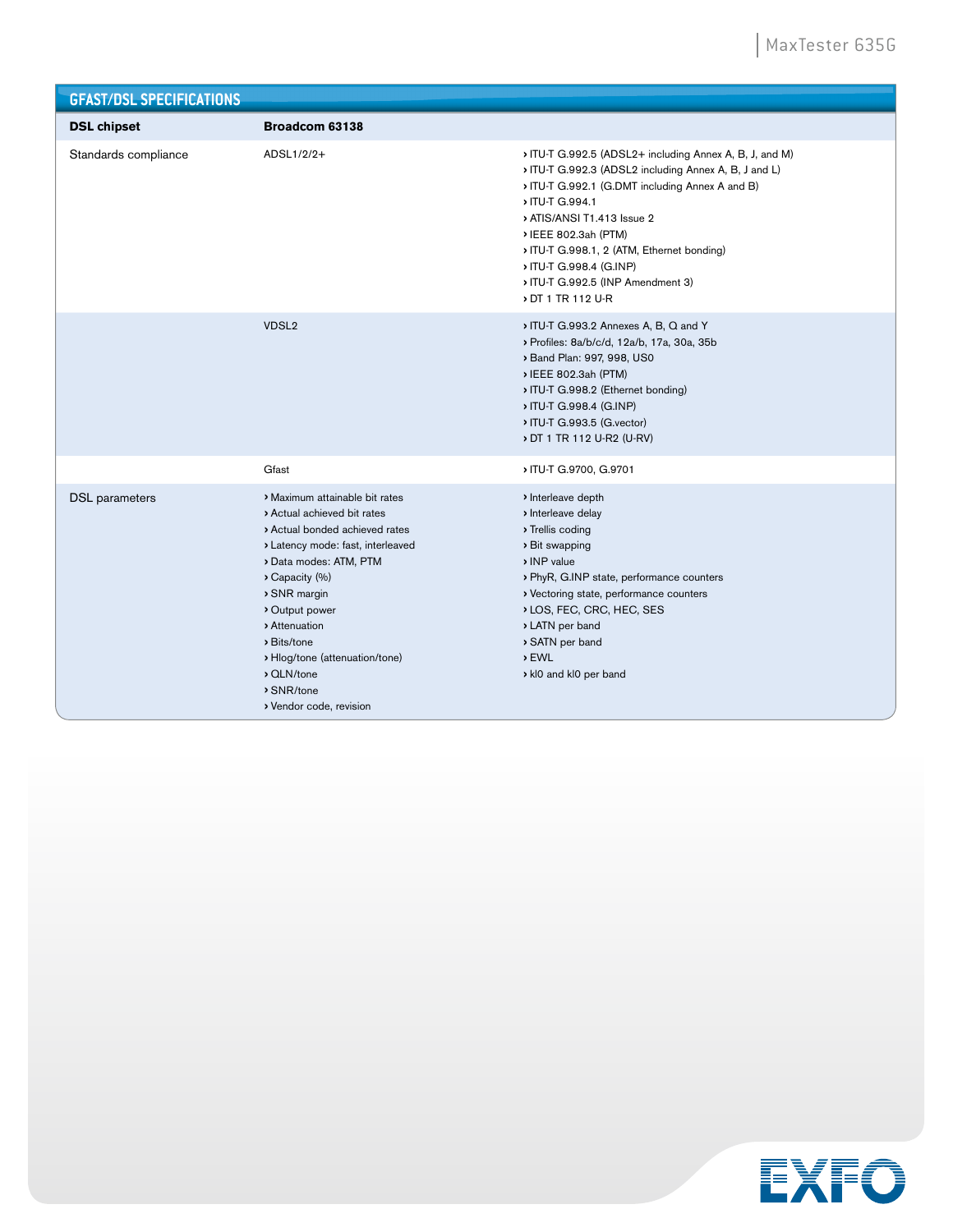## GFAST/DSL SPECIFICATIONS

| DSL chipset | Broadcom 63138 | |
|---|---|---|
| Standards compliance | ADSL1/2/2+ | › ITU-T G.992.5 (ADSL2+ including Annex A, B, J, and M)<br>› ITU-T G.992.3 (ADSL2 including Annex A, B, J and L)<br>› ITU-T G.992.1 (G.DMT including Annex A and B)<br>› ITU-T G.994.1<br>› ATIS/ANSI T1.413 Issue 2<br>› IEEE 802.3ah (PTM)<br>› ITU-T G.998.1, 2 (ATM, Ethernet bonding)<br>› ITU-T G.998.4 (G.INP)<br>› ITU-T G.992.5 (INP Amendment 3)<br>› DT 1 TR 112 U-R |
| | VDSL2 | › ITU-T G.993.2 Annexes A, B, Q and Y<br>› Profiles: 8a/b/c/d, 12a/b, 17a, 30a, 35b<br>› Band Plan: 997, 998, US0<br>› IEEE 802.3ah (PTM)<br>› ITU-T G.998.2 (Ethernet bonding)<br>› ITU-T G.998.4 (G.INP)<br>› ITU-T G.993.5 (G.vector)<br>› DT 1 TR 112 U-R2 (U-RV) |
| | Gfast | › ITU-T G.9700, G.9701 |
| DSL parameters | › Maximum attainable bit rates<br>› Actual achieved bit rates<br>› Actual bonded achieved rates<br>› Latency mode: fast, interleaved<br>› Data modes: ATM, PTM<br>› Capacity (%)<br>› SNR margin<br>› Output power<br>› Attenuation<br>› Bits/tone<br>› Hlog/tone (attenuation/tone)<br>› QLN/tone<br>› SNR/tone<br>› Vendor code, revision | › Interleave depth<br>› Interleave delay<br>› Trellis coding<br>› Bit swapping<br>› INP value<br>› PhyR, G.INP state, performance counters<br>› Vectoring state, performance counters<br>› LOS, FEC, CRC, HEC, SES<br>› LATN per band<br>› SATN per band<br>› EWL<br>› kl0 and kl0 per band |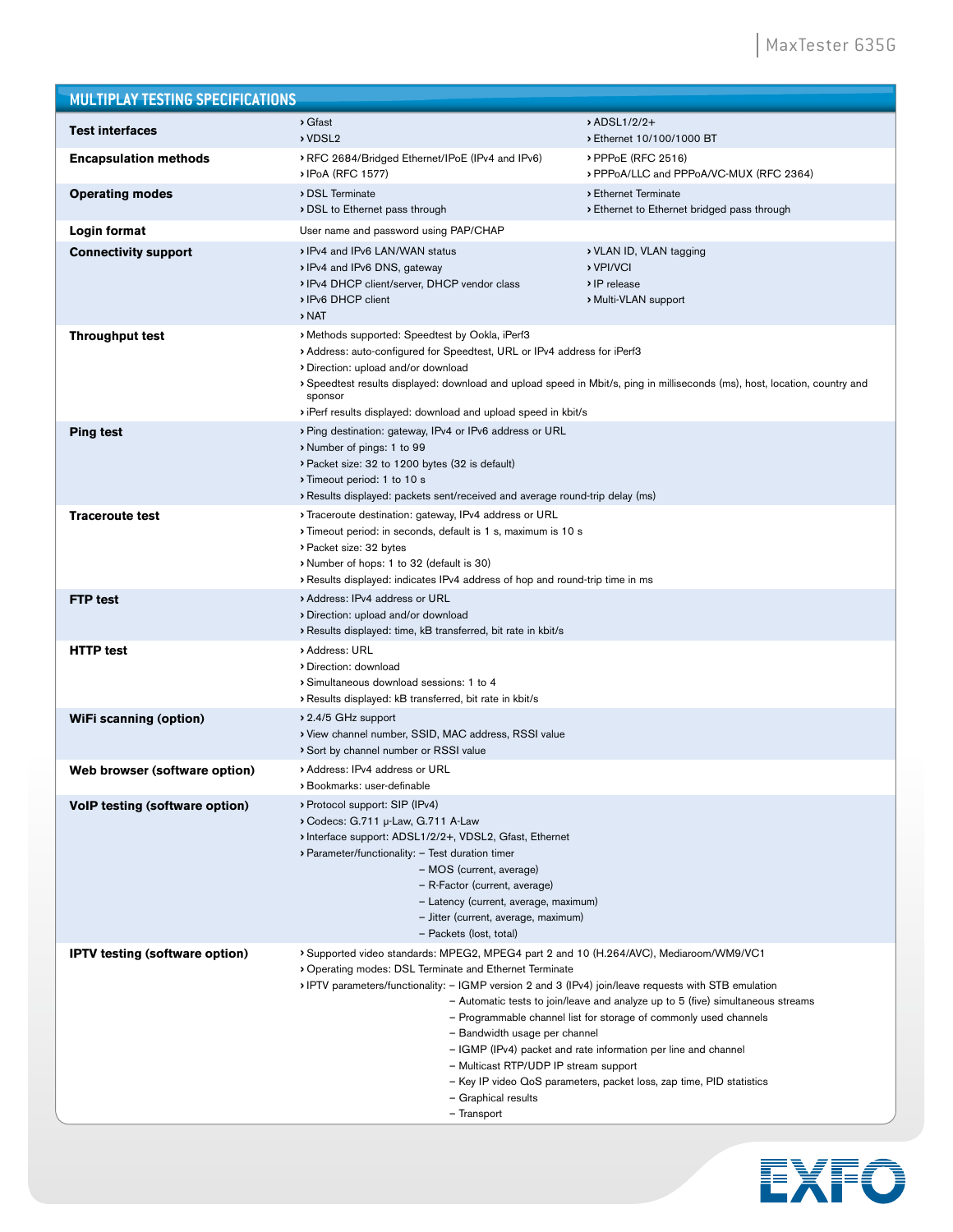## MULTIPLAY TESTING SPECIFICATIONS

| | | |
|---|---|---|
| **Test interfaces** | › Gfast<br>› VDSL2 | › ADSL1/2/2+<br>› Ethernet 10/100/1000 BT |
| **Encapsulation methods** | › RFC 2684/Bridged Ethernet/IPoE (IPv4 and IPv6)<br>› IPoA (RFC 1577) | › PPPoE (RFC 2516)<br>› PPPoA/LLC and PPPoA/VC-MUX (RFC 2364) |
| **Operating modes** | › DSL Terminate<br>› DSL to Ethernet pass through | › Ethernet Terminate<br>› Ethernet to Ethernet bridged pass through |
| **Login format** | User name and password using PAP/CHAP | |
| **Connectivity support** | › IPv4 and IPv6 LAN/WAN status<br>› IPv4 and IPv6 DNS, gateway<br>› IPv4 DHCP client/server, DHCP vendor class<br>› IPv6 DHCP client<br>› NAT | › VLAN ID, VLAN tagging<br>› VPI/VCI<br>› IP release<br>› Multi-VLAN support |
| **Throughput test** | › Methods supported: Speedtest by Ookla, iPerf3<br>› Address: auto-configured for Speedtest, URL or IPv4 address for iPerf3<br>› Direction: upload and/or download<br>› Speedtest results displayed: download and upload speed in Mbit/s, ping in milliseconds (ms), host, location, country and sponsor<br>› iPerf results displayed: download and upload speed in kbit/s | |
| **Ping test** | › Ping destination: gateway, IPv4 or IPv6 address or URL<br>› Number of pings: 1 to 99<br>› Packet size: 32 to 1200 bytes (32 is default)<br>› Timeout period: 1 to 10 s<br>› Results displayed: packets sent/received and average round-trip delay (ms) | |
| **Traceroute test** | › Traceroute destination: gateway, IPv4 address or URL<br>› Timeout period: in seconds, default is 1 s, maximum is 10 s<br>› Packet size: 32 bytes<br>› Number of hops: 1 to 32 (default is 30)<br>› Results displayed: indicates IPv4 address of hop and round-trip time in ms | |
| **FTP test** | › Address: IPv4 address or URL<br>› Direction: upload and/or download<br>› Results displayed: time, kB transferred, bit rate in kbit/s | |
| **HTTP test** | › Address: URL<br>› Direction: download<br>› Simultaneous download sessions: 1 to 4<br>› Results displayed: kB transferred, bit rate in kbit/s | |
| **WiFi scanning (option)** | › 2.4/5 GHz support<br>› View channel number, SSID, MAC address, RSSI value<br>› Sort by channel number or RSSI value | |
| **Web browser (software option)** | › Address: IPv4 address or URL<br>› Bookmarks: user-definable | |
| **VoIP testing (software option)** | › Protocol support: SIP (IPv4)<br>› Codecs: G.711 μ-Law, G.711 A-Law<br>› Interface support: ADSL1/2/2+, VDSL2, Gfast, Ethernet<br>› Parameter/functionality: – Test duration timer<br>– MOS (current, average)<br>– R-Factor (current, average)<br>– Latency (current, average, maximum)<br>– Jitter (current, average, maximum)<br>– Packets (lost, total) | |
| **IPTV testing (software option)** | › Supported video standards: MPEG2, MPEG4 part 2 and 10 (H.264/AVC), Mediaroom/WM9/VC1<br>› Operating modes: DSL Terminate and Ethernet Terminate<br>› IPTV parameters/functionality: – IGMP version 2 and 3 (IPv4) join/leave requests with STB emulation<br>– Automatic tests to join/leave and analyze up to 5 (five) simultaneous streams<br>– Programmable channel list for storage of commonly used channels<br>– Bandwidth usage per channel<br>– IGMP (IPv4) packet and rate information per line and channel<br>– Multicast RTP/UDP IP stream support<br>– Key IP video QoS parameters, packet loss, zap time, PID statistics<br>– Graphical results<br>– Transport | |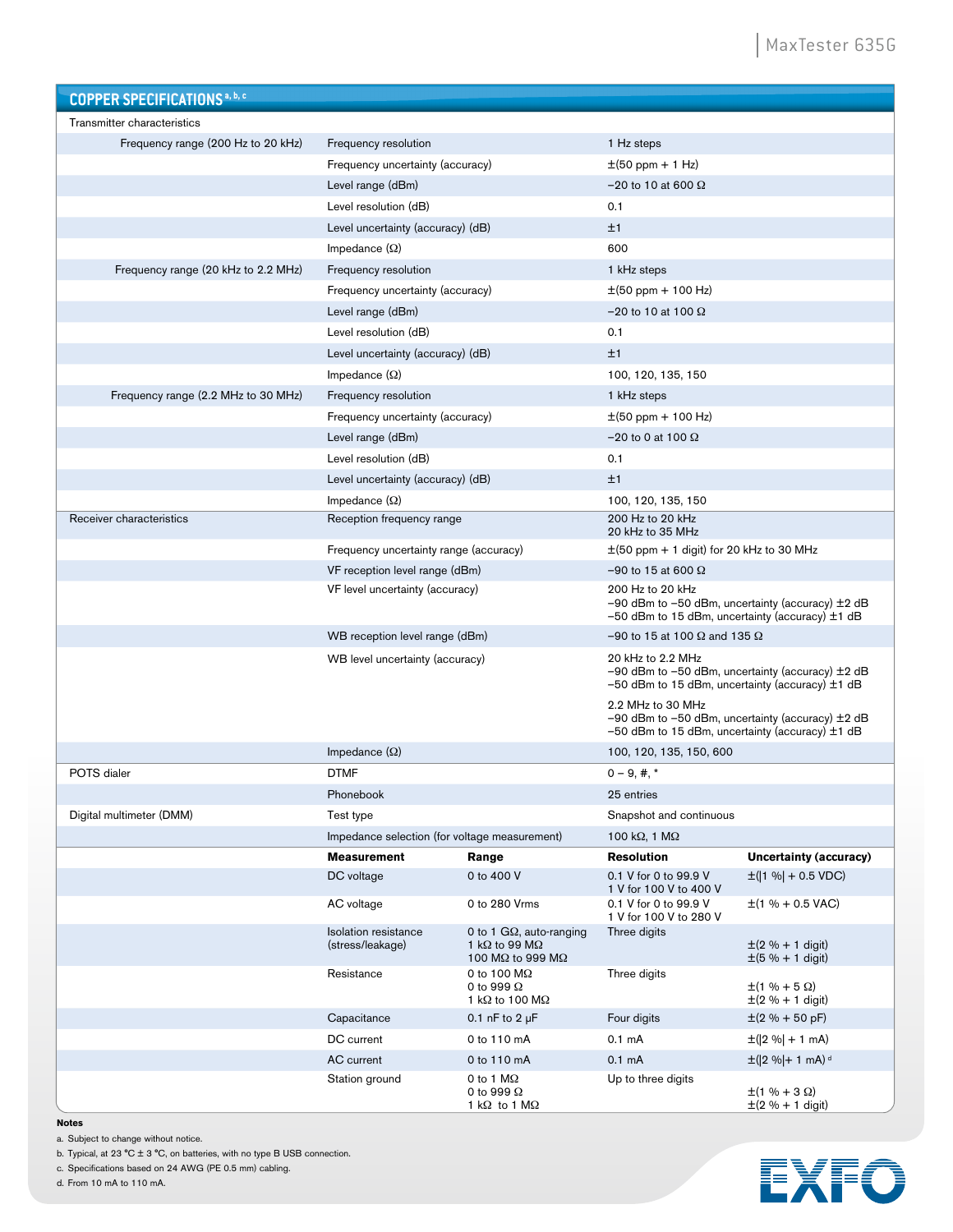## COPPER SPECIFICATIONS [a, b, c]

| | | | | |
|---|---|---|---|---|
| Transmitter characteristics | | | | |
| Frequency range (200 Hz to 20 kHz) | Frequency resolution | | 1 Hz steps | |
| | Frequency uncertainty (accuracy) | | ±(50 ppm + 1 Hz) | |
| | Level range (dBm) | | −20 to 10 at 600 Ω | |
| | Level resolution (dB) | | 0.1 | |
| | Level uncertainty (accuracy) (dB) | | ±1 | |
| | Impedance (Ω) | | 600 | |
| Frequency range (20 kHz to 2.2 MHz) | Frequency resolution | | 1 kHz steps | |
| | Frequency uncertainty (accuracy) | | ±(50 ppm + 100 Hz) | |
| | Level range (dBm) | | −20 to 10 at 100 Ω | |
| | Level resolution (dB) | | 0.1 | |
| | Level uncertainty (accuracy) (dB) | | ±1 | |
| | Impedance (Ω) | | 100, 120, 135, 150 | |
| Frequency range (2.2 MHz to 30 MHz) | Frequency resolution | | 1 kHz steps | |
| | Frequency uncertainty (accuracy) | | ±(50 ppm + 100 Hz) | |
| | Level range (dBm) | | −20 to 0 at 100 Ω | |
| | Level resolution (dB) | | 0.1 | |
| | Level uncertainty (accuracy) (dB) | | ±1 | |
| | Impedance (Ω) | | 100, 120, 135, 150 | |
| Receiver characteristics | Reception frequency range | | 200 Hz to 20 kHz<br>20 kHz to 35 MHz | |
| | Frequency uncertainty range (accuracy) | | ±(50 ppm + 1 digit) for 20 kHz to 30 MHz | |
| | VF reception level range (dBm) | | −90 to 15 at 600 Ω | |
| | VF level uncertainty (accuracy) | | 200 Hz to 20 kHz<br>−90 dBm to −50 dBm, uncertainty (accuracy) ±2 dB<br>−50 dBm to 15 dBm, uncertainty (accuracy) ±1 dB | |
| | WB reception level range (dBm) | | −90 to 15 at 100 Ω and 135 Ω | |
| | WB level uncertainty (accuracy) | | 20 kHz to 2.2 MHz<br>−90 dBm to −50 dBm, uncertainty (accuracy) ±2 dB<br>−50 dBm to 15 dBm, uncertainty (accuracy) ±1 dB<br><br>2.2 MHz to 30 MHz<br>−90 dBm to −50 dBm, uncertainty (accuracy) ±2 dB<br>−50 dBm to 15 dBm, uncertainty (accuracy) ±1 dB | |
| | Impedance (Ω) | | 100, 120, 135, 150, 600 | |
| POTS dialer | DTMF | | 0 – 9, #, * | |
| | Phonebook | | 25 entries | |
| Digital multimeter (DMM) | Test type | | Snapshot and continuous | |
| | Impedance selection (for voltage measurement) | | 100 kΩ, 1 MΩ | |
| | **Measurement** | **Range** | **Resolution** | **Uncertainty (accuracy)** |
| | DC voltage | 0 to 400 V | 0.1 V for 0 to 99.9 V<br>1 V for 100 V to 400 V | ±(\|1 %\| + 0.5 VDC) |
| | AC voltage | 0 to 280 Vrms | 0.1 V for 0 to 99.9 V<br>1 V for 100 V to 280 V | ±(1 % + 0.5 VAC) |
| | Isolation resistance (stress/leakage) | 0 to 1 GΩ, auto-ranging<br>1 kΩ to 99 MΩ<br>100 MΩ to 999 MΩ | Three digits | <br>±(2 % + 1 digit)<br>±(5 % + 1 digit) |
| | Resistance | 0 to 100 MΩ<br>0 to 999 Ω<br>1 kΩ to 100 MΩ | Three digits | <br>±(1 % + 5 Ω)<br>±(2 % + 1 digit) |
| | Capacitance | 0.1 nF to 2 µF | Four digits | ±(2 % + 50 pF) |
| | DC current | 0 to 110 mA | 0.1 mA | ±(\|2 %\| + 1 mA) |
| | AC current | 0 to 110 mA | 0.1 mA | ±(\|2 %\|+ 1 mA) [d] |
| | Station ground | 0 to 1 MΩ<br>0 to 999 Ω<br>1 kΩ to 1 MΩ | Up to three digits | <br>±(1 % + 3 Ω)<br>±(2 % + 1 digit) |

**Notes**

a. Subject to change without notice.

b. Typical, at 23 °C ± 3 °C, on batteries, with no type B USB connection.

c. Specifications based on 24 AWG (PE 0.5 mm) cabling.

d. From 10 mA to 110 mA.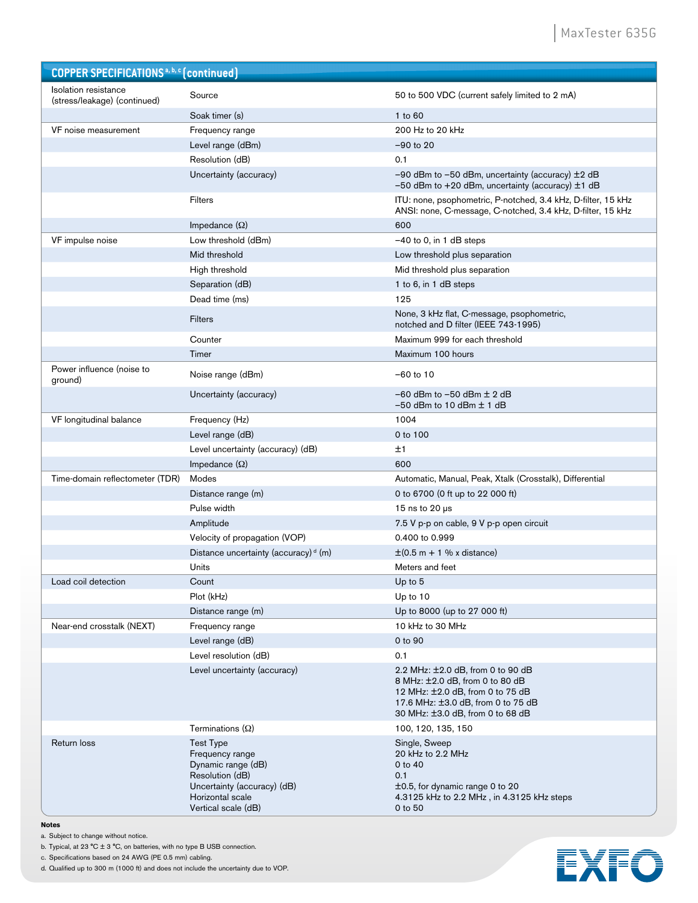## COPPER SPECIFICATIONS [a, b, c] (continued)

| | | |
|---|---|---|
| Isolation resistance (stress/leakage) (continued) | Source | 50 to 500 VDC (current safely limited to 2 mA) |
| | Soak timer (s) | 1 to 60 |
| VF noise measurement | Frequency range | 200 Hz to 20 kHz |
| | Level range (dBm) | −90 to 20 |
| | Resolution (dB) | 0.1 |
| | Uncertainty (accuracy) | −90 dBm to −50 dBm, uncertainty (accuracy) ±2 dB<br>−50 dBm to +20 dBm, uncertainty (accuracy) ±1 dB |
| | Filters | ITU: none, psophometric, P-notched, 3.4 kHz, D-filter, 15 kHz<br>ANSI: none, C-message, C-notched, 3.4 kHz, D-filter, 15 kHz |
| | Impedance (Ω) | 600 |
| VF impulse noise | Low threshold (dBm) | −40 to 0, in 1 dB steps |
| | Mid threshold | Low threshold plus separation |
| | High threshold | Mid threshold plus separation |
| | Separation (dB) | 1 to 6, in 1 dB steps |
| | Dead time (ms) | 125 |
| | Filters | None, 3 kHz flat, C-message, psophometric, notched and D filter (IEEE 743-1995) |
| | Counter | Maximum 999 for each threshold |
| | Timer | Maximum 100 hours |
| Power influence (noise to ground) | Noise range (dBm) | −60 to 10 |
| | Uncertainty (accuracy) | −60 dBm to −50 dBm ± 2 dB<br>−50 dBm to 10 dBm ± 1 dB |
| VF longitudinal balance | Frequency (Hz) | 1004 |
| | Level range (dB) | 0 to 100 |
| | Level uncertainty (accuracy) (dB) | ±1 |
| | Impedance (Ω) | 600 |
| Time-domain reflectometer (TDR) | Modes | Automatic, Manual, Peak, Xtalk (Crosstalk), Differential |
| | Distance range (m) | 0 to 6700 (0 ft up to 22 000 ft) |
| | Pulse width | 15 ns to 20 µs |
| | Amplitude | 7.5 V p-p on cable, 9 V p-p open circuit |
| | Velocity of propagation (VOP) | 0.400 to 0.999 |
| | Distance uncertainty (accuracy) [d] (m) | ±(0.5 m + 1 % x distance) |
| | Units | Meters and feet |
| Load coil detection | Count | Up to 5 |
| | Plot (kHz) | Up to 10 |
| | Distance range (m) | Up to 8000 (up to 27 000 ft) |
| Near-end crosstalk (NEXT) | Frequency range | 10 kHz to 30 MHz |
| | Level range (dB) | 0 to 90 |
| | Level resolution (dB) | 0.1 |
| | Level uncertainty (accuracy) | 2.2 MHz: ±2.0 dB, from 0 to 90 dB<br>8 MHz: ±2.0 dB, from 0 to 80 dB<br>12 MHz: ±2.0 dB, from 0 to 75 dB<br>17.6 MHz: ±3.0 dB, from 0 to 75 dB<br>30 MHz: ±3.0 dB, from 0 to 68 dB |
| | Terminations (Ω) | 100, 120, 135, 150 |
| Return loss | Test Type<br>Frequency range<br>Dynamic range (dB)<br>Resolution (dB)<br>Uncertainty (accuracy) (dB)<br>Horizontal scale<br>Vertical scale (dB) | Single, Sweep<br>20 kHz to 2.2 MHz<br>0 to 40<br>0.1<br>±0.5, for dynamic range 0 to 20<br>4.3125 kHz to 2.2 MHz , in 4.3125 kHz steps<br>0 to 50 |

**Notes**

a. Subject to change without notice.

b. Typical, at 23 °C ± 3 °C, on batteries, with no type B USB connection.

c. Specifications based on 24 AWG (PE 0.5 mm) cabling.

d. Qualified up to 300 m (1000 ft) and does not include the uncertainty due to VOP.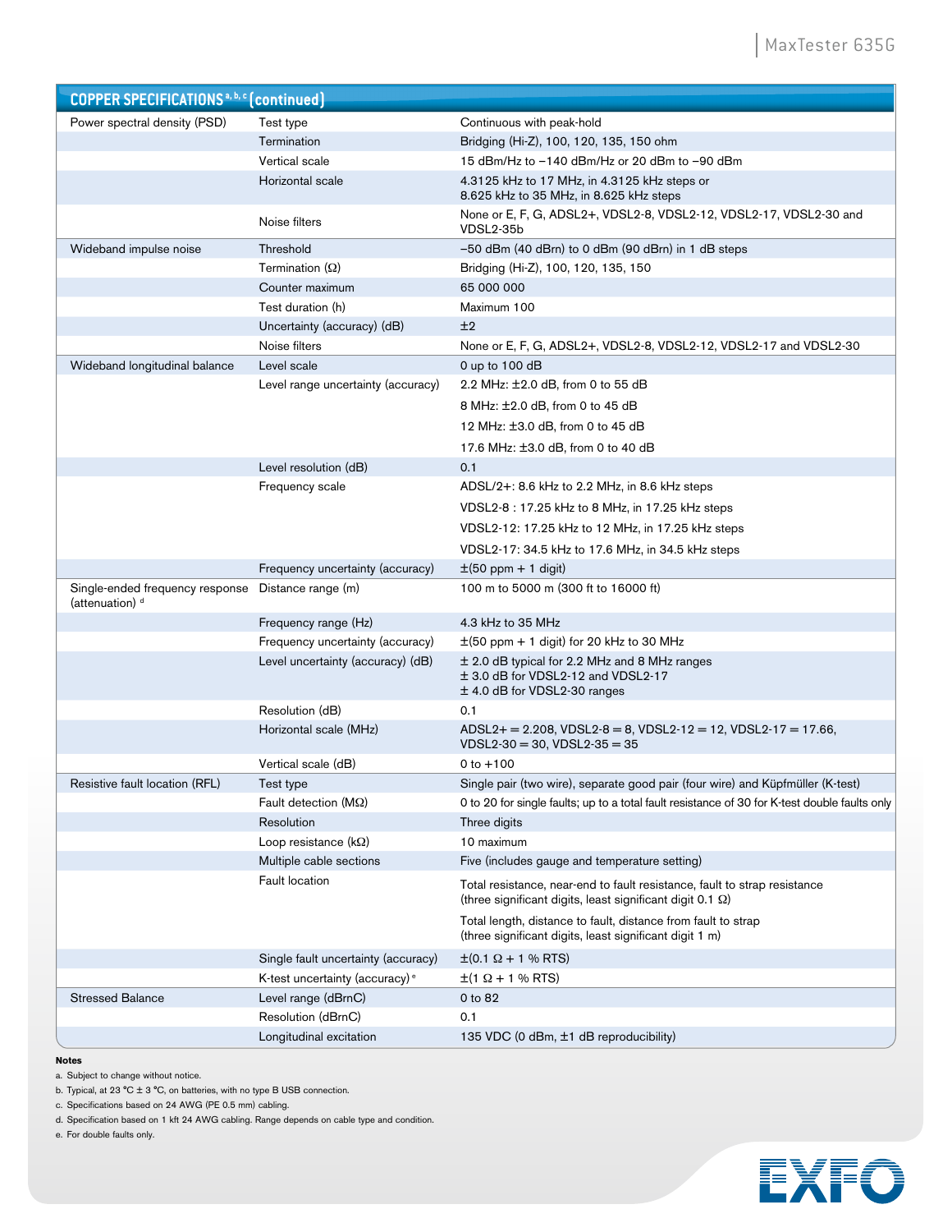| COPPER SPECIFICATIONS [a, b, c] (continued) | | |
|---|---|---|
| Power spectral density (PSD) | Test type | Continuous with peak-hold |
| | Termination | Bridging (Hi-Z), 100, 120, 135, 150 ohm |
| | Vertical scale | 15 dBm/Hz to −140 dBm/Hz or 20 dBm to −90 dBm |
| | Horizontal scale | 4.3125 kHz to 17 MHz, in 4.3125 kHz steps or 8.625 kHz to 35 MHz, in 8.625 kHz steps |
| | Noise filters | None or E, F, G, ADSL2+, VDSL2-8, VDSL2-12, VDSL2-17, VDSL2-30 and VDSL2-35b |
| Wideband impulse noise | Threshold | −50 dBm (40 dBrn) to 0 dBm (90 dBrn) in 1 dB steps |
| | Termination (Ω) | Bridging (Hi-Z), 100, 120, 135, 150 |
| | Counter maximum | 65 000 000 |
| | Test duration (h) | Maximum 100 |
| | Uncertainty (accuracy) (dB) | ±2 |
| | Noise filters | None or E, F, G, ADSL2+, VDSL2-8, VDSL2-12, VDSL2-17 and VDSL2-30 |
| Wideband longitudinal balance | Level scale | 0 up to 100 dB |
| | Level range uncertainty (accuracy) | 2.2 MHz: ±2.0 dB, from 0 to 55 dB |
| | | 8 MHz: ±2.0 dB, from 0 to 45 dB |
| | | 12 MHz: ±3.0 dB, from 0 to 45 dB |
| | | 17.6 MHz: ±3.0 dB, from 0 to 40 dB |
| | Level resolution (dB) | 0.1 |
| | Frequency scale | ADSL/2+: 8.6 kHz to 2.2 MHz, in 8.6 kHz steps |
| | | VDSL2-8 : 17.25 kHz to 8 MHz, in 17.25 kHz steps |
| | | VDSL2-12: 17.25 kHz to 12 MHz, in 17.25 kHz steps |
| | | VDSL2-17: 34.5 kHz to 17.6 MHz, in 34.5 kHz steps |
| | Frequency uncertainty (accuracy) | ±(50 ppm + 1 digit) |
| Single-ended frequency response (attenuation) [d] | Distance range (m) | 100 m to 5000 m (300 ft to 16000 ft) |
| | Frequency range (Hz) | 4.3 kHz to 35 MHz |
| | Frequency uncertainty (accuracy) | ±(50 ppm + 1 digit) for 20 kHz to 30 MHz |
| | Level uncertainty (accuracy) (dB) | ± 2.0 dB typical for 2.2 MHz and 8 MHz ranges<br>± 3.0 dB for VDSL2-12 and VDSL2-17<br>± 4.0 dB for VDSL2-30 ranges |
| | Resolution (dB) | 0.1 |
| | Horizontal scale (MHz) | ADSL2+ = 2.208, VDSL2-8 = 8, VDSL2-12 = 12, VDSL2-17 = 17.66, VDSL2-30 = 30, VDSL2-35 = 35 |
| | Vertical scale (dB) | 0 to +100 |
| Resistive fault location (RFL) | Test type | Single pair (two wire), separate good pair (four wire) and Küpfmüller (K-test) |
| | Fault detection (MΩ) | 0 to 20 for single faults; up to a total fault resistance of 30 for K-test double faults only |
| | Resolution | Three digits |
| | Loop resistance (kΩ) | 10 maximum |
| | Multiple cable sections | Five (includes gauge and temperature setting) |
| | Fault location | Total resistance, near-end to fault resistance, fault to strap resistance (three significant digits, least significant digit 0.1 Ω)<br>Total length, distance to fault, distance from fault to strap (three significant digits, least significant digit 1 m) |
| | Single fault uncertainty (accuracy) | ±(0.1 Ω + 1 % RTS) |
| | K-test uncertainty (accuracy) [e] | ±(1 Ω + 1 % RTS) |
| Stressed Balance | Level range (dBrnC) | 0 to 82 |
| | Resolution (dBrnC) | 0.1 |
| | Longitudinal excitation | 135 VDC (0 dBm, ±1 dB reproducibility) |

**Notes**

a. Subject to change without notice.

b. Typical, at 23 °C ± 3 °C, on batteries, with no type B USB connection.

c. Specifications based on 24 AWG (PE 0.5 mm) cabling.

d. Specification based on 1 kft 24 AWG cabling. Range depends on cable type and condition.

e. For double faults only.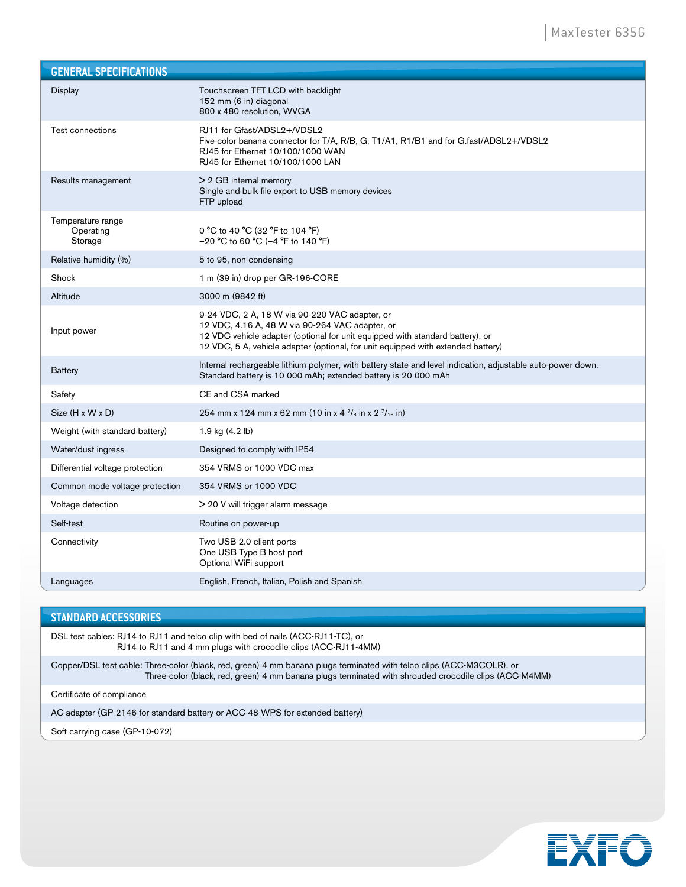## GENERAL SPECIFICATIONS

| | |
|---|---|
| Display | Touchscreen TFT LCD with backlight<br>152 mm (6 in) diagonal<br>800 x 480 resolution, WVGA |
| Test connections | RJ11 for Gfast/ADSL2+/VDSL2<br>Five-color banana connector for T/A, R/B, G, T1/A1, R1/B1 and for G.fast/ADSL2+/VDSL2<br>RJ45 for Ethernet 10/100/1000 WAN<br>RJ45 for Ethernet 10/100/1000 LAN |
| Results management | > 2 GB internal memory<br>Single and bulk file export to USB memory devices<br>FTP upload |
| Temperature range<br>Operating<br>Storage | <br>0 °C to 40 °C (32 °F to 104 °F)<br>−20 °C to 60 °C (−4 °F to 140 °F) |
| Relative humidity (%) | 5 to 95, non-condensing |
| Shock | 1 m (39 in) drop per GR-196-CORE |
| Altitude | 3000 m (9842 ft) |
| Input power | 9-24 VDC, 2 A, 18 W via 90-220 VAC adapter, or<br>12 VDC, 4.16 A, 48 W via 90-264 VAC adapter, or<br>12 VDC vehicle adapter (optional for unit equipped with standard battery), or<br>12 VDC, 5 A, vehicle adapter (optional, for unit equipped with extended battery) |
| Battery | Internal rechargeable lithium polymer, with battery state and level indication, adjustable auto-power down.<br>Standard battery is 10 000 mAh; extended battery is 20 000 mAh |
| Safety | CE and CSA marked |
| Size (H x W x D) | 254 mm x 124 mm x 62 mm (10 in x 4 7/8 in x 2 7/16 in) |
| Weight (with standard battery) | 1.9 kg (4.2 lb) |
| Water/dust ingress | Designed to comply with IP54 |
| Differential voltage protection | 354 VRMS or 1000 VDC max |
| Common mode voltage protection | 354 VRMS or 1000 VDC |
| Voltage detection | > 20 V will trigger alarm message |
| Self-test | Routine on power-up |
| Connectivity | Two USB 2.0 client ports<br>One USB Type B host port<br>Optional WiFi support |
| Languages | English, French, Italian, Polish and Spanish |

## STANDARD ACCESSORIES

DSL test cables: RJ14 to RJ11 and telco clip with bed of nails (ACC-RJ11-TC), or
RJ14 to RJ11 and 4 mm plugs with crocodile clips (ACC-RJ11-4MM)

Copper/DSL test cable: Three-color (black, red, green) 4 mm banana plugs terminated with telco clips (ACC-M3COLR), or
Three-color (black, red, green) 4 mm banana plugs terminated with shrouded crocodile clips (ACC-M4MM)

Certificate of compliance

AC adapter (GP-2146 for standard battery or ACC-48 WPS for extended battery)

Soft carrying case (GP-10-072)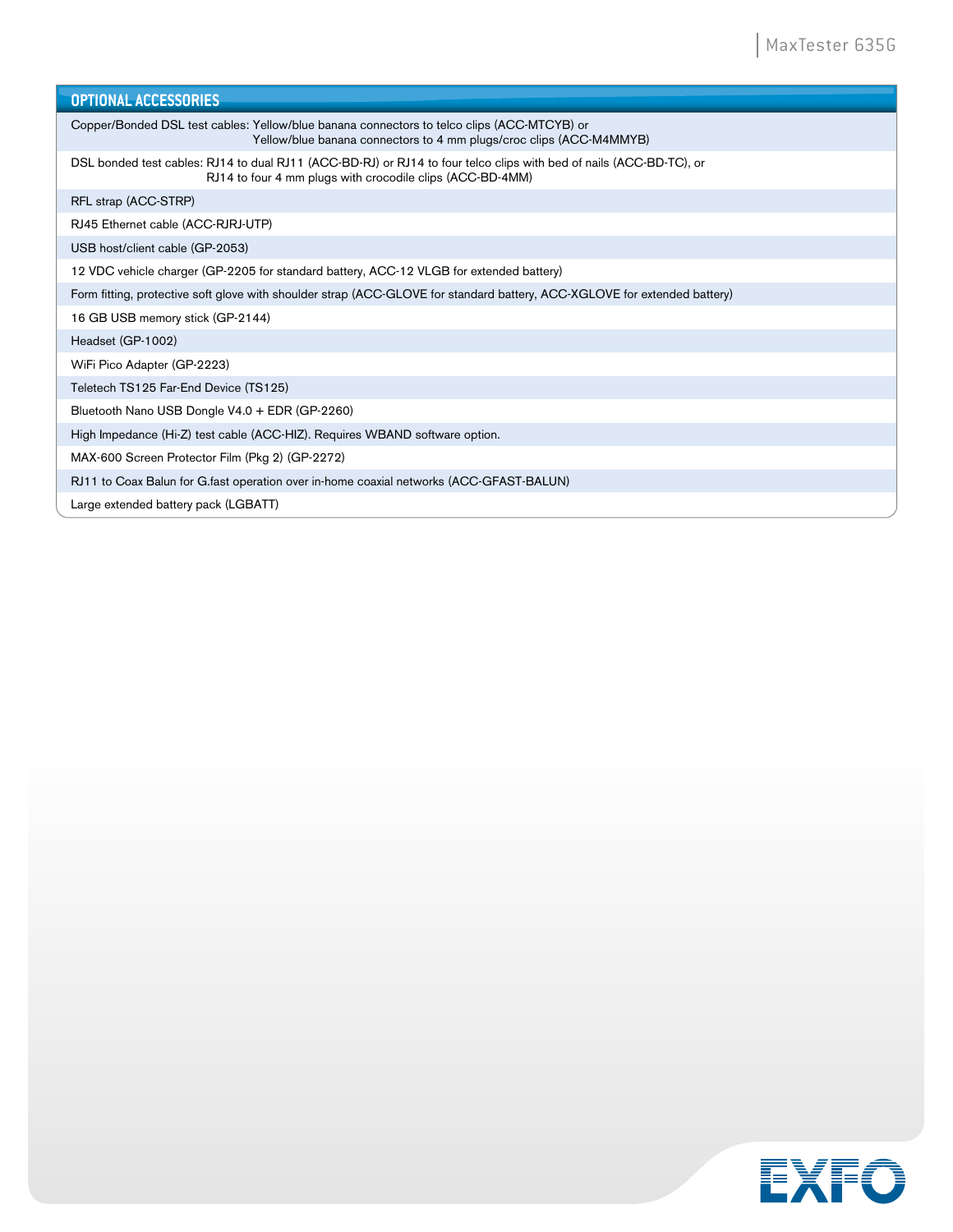## OPTIONAL ACCESSORIES

| OPTIONAL ACCESSORIES |
|---|
| Copper/Bonded DSL test cables: Yellow/blue banana connectors to telco clips (ACC-MTCYB) or Yellow/blue banana connectors to 4 mm plugs/croc clips (ACC-M4MMYB) |
| DSL bonded test cables: RJ14 to dual RJ11 (ACC-BD-RJ) or RJ14 to four telco clips with bed of nails (ACC-BD-TC), or RJ14 to four 4 mm plugs with crocodile clips (ACC-BD-4MM) |
| RFL strap (ACC-STRP) |
| RJ45 Ethernet cable (ACC-RJRJ-UTP) |
| USB host/client cable (GP-2053) |
| 12 VDC vehicle charger (GP-2205 for standard battery, ACC-12 VLGB for extended battery) |
| Form fitting, protective soft glove with shoulder strap (ACC-GLOVE for standard battery, ACC-XGLOVE for extended battery) |
| 16 GB USB memory stick (GP-2144) |
| Headset (GP-1002) |
| WiFi Pico Adapter (GP-2223) |
| Teletech TS125 Far-End Device (TS125) |
| Bluetooth Nano USB Dongle V4.0 + EDR (GP-2260) |
| High Impedance (Hi-Z) test cable (ACC-HIZ). Requires WBAND software option. |
| MAX-600 Screen Protector Film (Pkg 2) (GP-2272) |
| RJ11 to Coax Balun for G.fast operation over in-home coaxial networks (ACC-GFAST-BALUN) |
| Large extended battery pack (LGBATT) |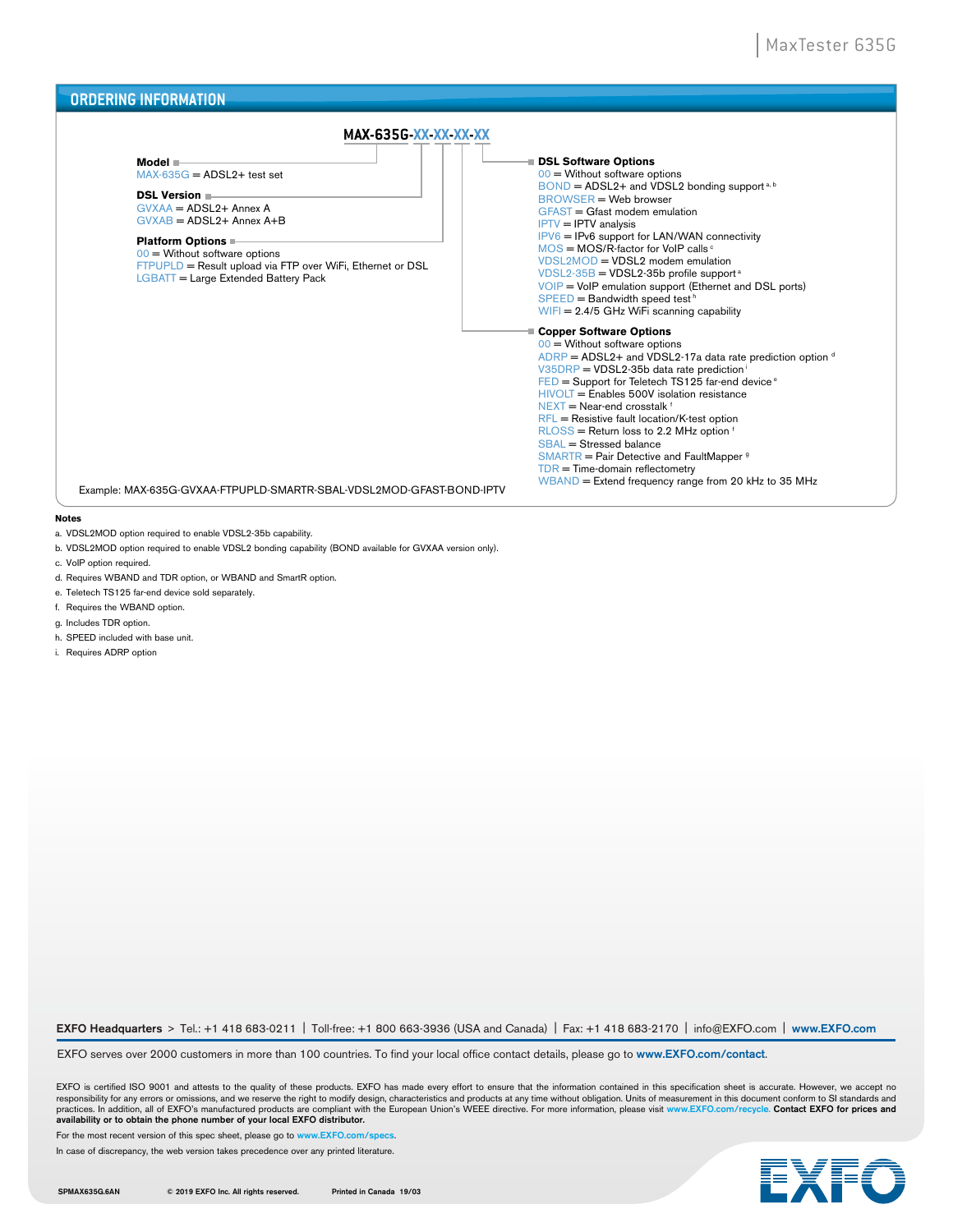## ORDERING INFORMATION

**MAX-635G-XX-XX-XX-XX**

**Model**
MAX-635G = ADSL2+ test set

**DSL Version**
GVXAA = ADSL2+ Annex A
GVXAB = ADSL2+ Annex A+B

**Platform Options**
00 = Without software options
FTPUPLD = Result upload via FTP over WiFi, Ethernet or DSL
LGBATT = Large Extended Battery Pack

**DSL Software Options**
00 = Without software options
BOND = ADSL2+ and VDSL2 bonding support [a, b]
BROWSER = Web browser
GFAST = Gfast modem emulation
IPTV = IPTV analysis
IPV6 = IPv6 support for LAN/WAN connectivity
MOS = MOS/R-factor for VoIP calls [c]
VDSL2MOD = VDSL2 modem emulation
VDSL2-35B = VDSL2-35b profile support [a]
VOIP = VoIP emulation support (Ethernet and DSL ports)
SPEED = Bandwidth speed test [h]
WIFI = 2.4/5 GHz WiFi scanning capability

**Copper Software Options**
00 = Without software options
ADRP = ADSL2+ and VDSL2-17a data rate prediction option [d]
V35DRP = VDSL2-35b data rate prediction [i]
FED = Support for Teletech TS125 far-end device [e]
HIVOLT = Enables 500V isolation resistance
NEXT = Near-end crosstalk [f]
RFL = Resistive fault location/K-test option
RLOSS = Return loss to 2.2 MHz option [f]
SBAL = Stressed balance
SMARTR = Pair Detective and FaultMapper [g]
TDR = Time-domain reflectometry
WBAND = Extend frequency range from 20 kHz to 35 MHz

Example: MAX-635G-GVXAA-FTPUPLD-SMARTR-SBAL-VDSL2MOD-GFAST-BOND-IPTV

**Notes**

a. VDSL2MOD option required to enable VDSL2-35b capability.
b. VDSL2MOD option required to enable VDSL2 bonding capability (BOND available for GVXAA version only).
c. VoIP option required.
d. Requires WBAND and TDR option, or WBAND and SmartR option.
e. Teletech TS125 far-end device sold separately.
f. Requires the WBAND option.
g. Includes TDR option.
h. SPEED included with base unit.
i. Requires ADRP option

**EXFO Headquarters** > Tel.: +1 418 683-0211 | Toll-free: +1 800 663-3936 (USA and Canada) | Fax: +1 418 683-2170 | info@EXFO.com | **www.EXFO.com**

EXFO serves over 2000 customers in more than 100 countries. To find your local office contact details, please go to **www.EXFO.com/contact**.

EXFO is certified ISO 9001 and attests to the quality of these products. EXFO has made every effort to ensure that the information contained in this specification sheet is accurate. However, we accept no responsibility for any errors or omissions, and we reserve the right to modify design, characteristics and products at any time without obligation. Units of measurement in this document conform to SI standards and practices. In addition, all of EXFO's manufactured products are compliant with the European Union's WEEE directive. For more information, please visit www.EXFO.com/recycle. **Contact EXFO for prices and availability or to obtain the phone number of your local EXFO distributor.**

For the most recent version of this spec sheet, please go to www.EXFO.com/specs.

In case of discrepancy, the web version takes precedence over any printed literature.

SPMAX635G.6AN © 2019 EXFO Inc. All rights reserved. Printed in Canada 19/03